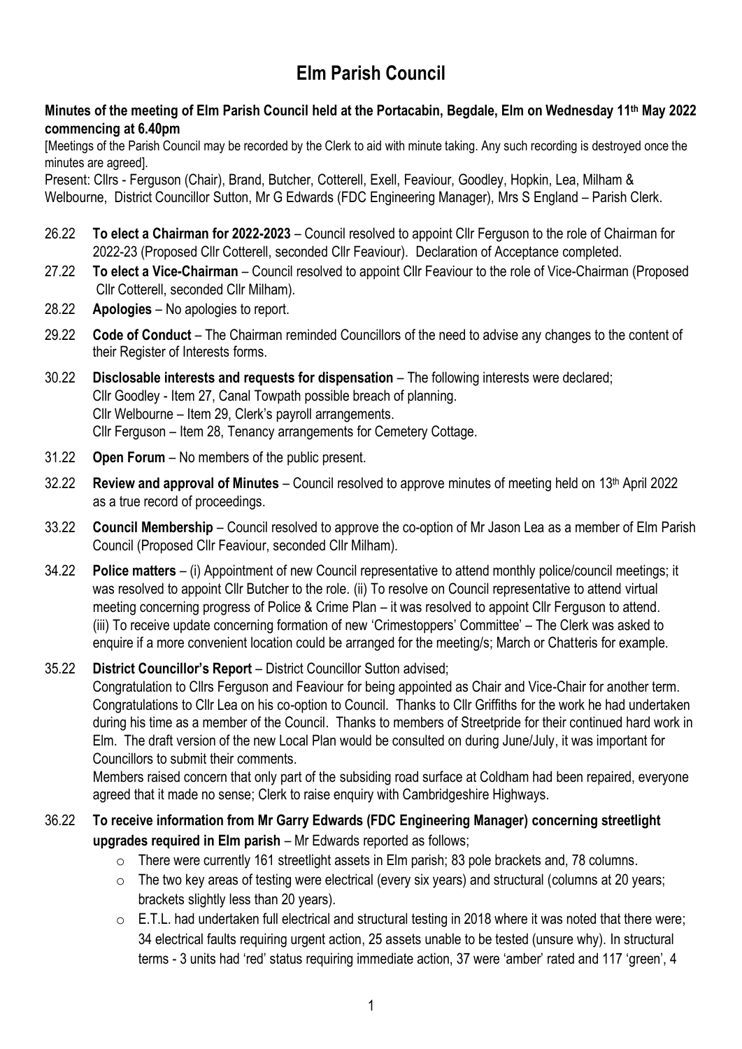# Elm Parish Council

**Minutes of the meeting of Elm Parish Council held at the Portacabin, Begdale, Elm on Wednesday 11th May 2022 commencing at 6.40pm**

[Meetings of the Parish Council may be recorded by the Clerk to aid with minute taking. Any such recording is destroyed once the minutes are agreed].

Present: Cllrs - Ferguson (Chair), Brand, Butcher, Cotterell, Exell, Feaviour, Goodley, Hopkin, Lea, Milham & Welbourne, District Councillor Sutton, Mr G Edwards (FDC Engineering Manager), Mrs S England – Parish Clerk.

26.22 **To elect a Chairman for 2022-2023** – Council resolved to appoint Cllr Ferguson to the role of Chairman for 2022-23 (Proposed Cllr Cotterell, seconded Cllr Feaviour). Declaration of Acceptance completed.

27.22 **To elect a Vice-Chairman** – Council resolved to appoint Cllr Feaviour to the role of Vice-Chairman (Proposed Cllr Cotterell, seconded Cllr Milham).

28.22 **Apologies** – No apologies to report.

29.22 **Code of Conduct** – The Chairman reminded Councillors of the need to advise any changes to the content of their Register of Interests forms.

30.22 **Disclosable interests and requests for dispensation** – The following interests were declared;
Cllr Goodley - Item 27, Canal Towpath possible breach of planning.
Cllr Welbourne – Item 29, Clerk's payroll arrangements.
Cllr Ferguson – Item 28, Tenancy arrangements for Cemetery Cottage.

31.22 **Open Forum** – No members of the public present.

32.22 **Review and approval of Minutes** – Council resolved to approve minutes of meeting held on 13th April 2022 as a true record of proceedings.

33.22 **Council Membership** – Council resolved to approve the co-option of Mr Jason Lea as a member of Elm Parish Council (Proposed Cllr Feaviour, seconded Cllr Milham).

34.22 **Police matters** – (i) Appointment of new Council representative to attend monthly police/council meetings; it was resolved to appoint Cllr Butcher to the role. (ii) To resolve on Council representative to attend virtual meeting concerning progress of Police & Crime Plan – it was resolved to appoint Cllr Ferguson to attend. (iii) To receive update concerning formation of new 'Crimestoppers' Committee' – The Clerk was asked to enquire if a more convenient location could be arranged for the meeting/s; March or Chatteris for example.

35.22 **District Councillor's Report** – District Councillor Sutton advised;
Congratulation to Cllrs Ferguson and Feaviour for being appointed as Chair and Vice-Chair for another term. Congratulations to Cllr Lea on his co-option to Council. Thanks to Cllr Griffiths for the work he had undertaken during his time as a member of the Council. Thanks to members of Streetpride for their continued hard work in Elm. The draft version of the new Local Plan would be consulted on during June/July, it was important for Councillors to submit their comments.
Members raised concern that only part of the subsiding road surface at Coldham had been repaired, everyone agreed that it made no sense; Clerk to raise enquiry with Cambridgeshire Highways.

36.22 **To receive information from Mr Garry Edwards (FDC Engineering Manager) concerning streetlight upgrades required in Elm parish** – Mr Edwards reported as follows;

- There were currently 161 streetlight assets in Elm parish; 83 pole brackets and, 78 columns.
- The two key areas of testing were electrical (every six years) and structural (columns at 20 years; brackets slightly less than 20 years).
- E.T.L. had undertaken full electrical and structural testing in 2018 where it was noted that there were; 34 electrical faults requiring urgent action, 25 assets unable to be tested (unsure why). In structural terms - 3 units had 'red' status requiring immediate action, 37 were 'amber' rated and 117 'green', 4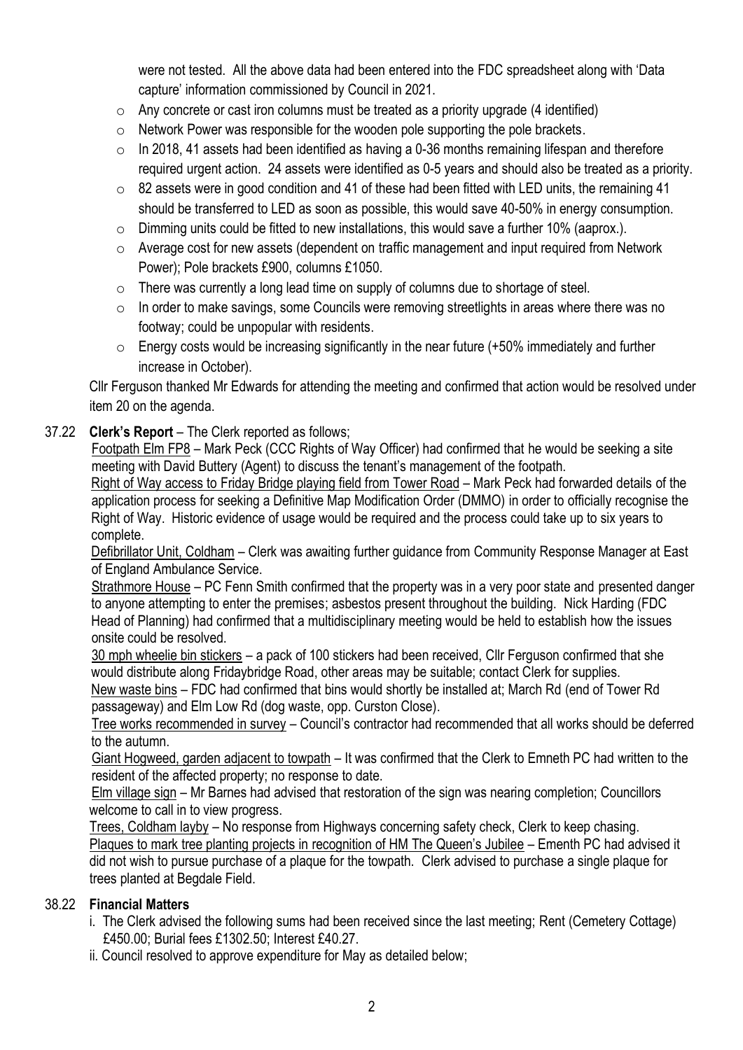were not tested. All the above data had been entered into the FDC spreadsheet along with 'Data capture' information commissioned by Council in 2021.

- Any concrete or cast iron columns must be treated as a priority upgrade (4 identified)
- Network Power was responsible for the wooden pole supporting the pole brackets.
- In 2018, 41 assets had been identified as having a 0-36 months remaining lifespan and therefore required urgent action. 24 assets were identified as 0-5 years and should also be treated as a priority.
- 82 assets were in good condition and 41 of these had been fitted with LED units, the remaining 41 should be transferred to LED as soon as possible, this would save 40-50% in energy consumption.
- Dimming units could be fitted to new installations, this would save a further 10% (aaprox.).
- Average cost for new assets (dependent on traffic management and input required from Network Power); Pole brackets £900, columns £1050.
- There was currently a long lead time on supply of columns due to shortage of steel.
- In order to make savings, some Councils were removing streetlights in areas where there was no footway; could be unpopular with residents.
- Energy costs would be increasing significantly in the near future (+50% immediately and further increase in October).

Cllr Ferguson thanked Mr Edwards for attending the meeting and confirmed that action would be resolved under item 20 on the agenda.

37.22 **Clerk's Report** – The Clerk reported as follows;

Footpath Elm FP8 – Mark Peck (CCC Rights of Way Officer) had confirmed that he would be seeking a site meeting with David Buttery (Agent) to discuss the tenant's management of the footpath.

Right of Way access to Friday Bridge playing field from Tower Road – Mark Peck had forwarded details of the application process for seeking a Definitive Map Modification Order (DMMO) in order to officially recognise the Right of Way. Historic evidence of usage would be required and the process could take up to six years to complete.

Defibrillator Unit, Coldham – Clerk was awaiting further guidance from Community Response Manager at East of England Ambulance Service.

Strathmore House – PC Fenn Smith confirmed that the property was in a very poor state and presented danger to anyone attempting to enter the premises; asbestos present throughout the building. Nick Harding (FDC Head of Planning) had confirmed that a multidisciplinary meeting would be held to establish how the issues onsite could be resolved.

30 mph wheelie bin stickers – a pack of 100 stickers had been received, Cllr Ferguson confirmed that she would distribute along Fridaybridge Road, other areas may be suitable; contact Clerk for supplies.

New waste bins – FDC had confirmed that bins would shortly be installed at; March Rd (end of Tower Rd passageway) and Elm Low Rd (dog waste, opp. Curston Close).

Tree works recommended in survey – Council's contractor had recommended that all works should be deferred to the autumn.

Giant Hogweed, garden adjacent to towpath – It was confirmed that the Clerk to Emneth PC had written to the resident of the affected property; no response to date.

Elm village sign – Mr Barnes had advised that restoration of the sign was nearing completion; Councillors welcome to call in to view progress.

Trees, Coldham layby – No response from Highways concerning safety check, Clerk to keep chasing.

Plaques to mark tree planting projects in recognition of HM The Queen's Jubilee – Ementh PC had advised it did not wish to pursue purchase of a plaque for the towpath. Clerk advised to purchase a single plaque for trees planted at Begdale Field.

38.22 **Financial Matters**

i. The Clerk advised the following sums had been received since the last meeting; Rent (Cemetery Cottage) £450.00; Burial fees £1302.50; Interest £40.27.

ii. Council resolved to approve expenditure for May as detailed below;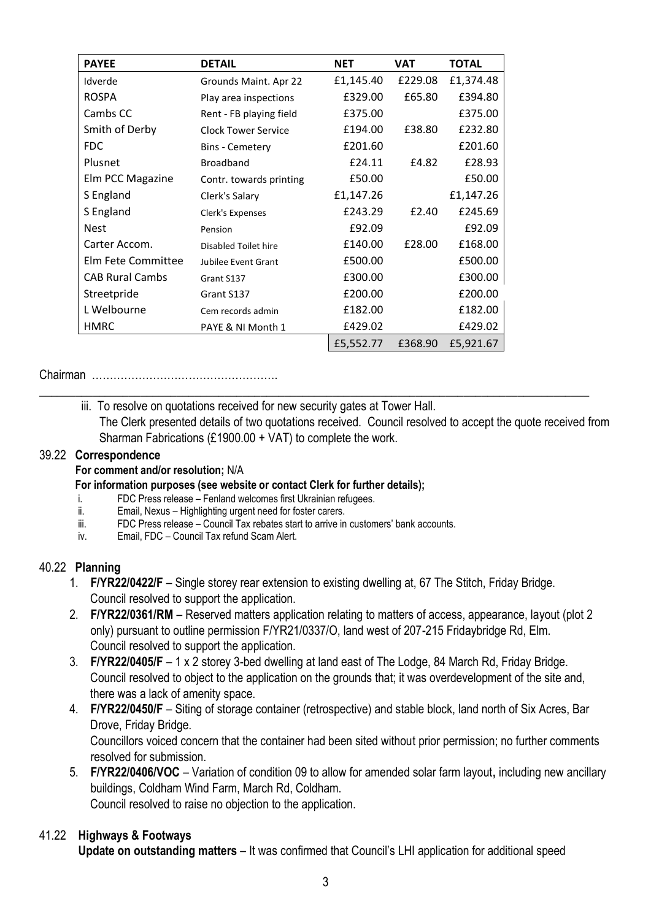| PAYEE | DETAIL | NET | VAT | TOTAL |
|---|---|---|---|---|
| Idverde | Grounds Maint. Apr 22 | £1,145.40 | £229.08 | £1,374.48 |
| ROSPA | Play area inspections | £329.00 | £65.80 | £394.80 |
| Cambs CC | Rent - FB playing field | £375.00 | | £375.00 |
| Smith of Derby | Clock Tower Service | £194.00 | £38.80 | £232.80 |
| FDC | Bins - Cemetery | £201.60 | | £201.60 |
| Plusnet | Broadband | £24.11 | £4.82 | £28.93 |
| Elm PCC Magazine | Contr. towards printing | £50.00 | | £50.00 |
| S England | Clerk's Salary | £1,147.26 | | £1,147.26 |
| S England | Clerk's Expenses | £243.29 | £2.40 | £245.69 |
| Nest | Pension | £92.09 | | £92.09 |
| Carter Accom. | Disabled Toilet hire | £140.00 | £28.00 | £168.00 |
| Elm Fete Committee | Jubilee Event Grant | £500.00 | | £500.00 |
| CAB Rural Cambs | Grant S137 | £300.00 | | £300.00 |
| Streetpride | Grant S137 | £200.00 | | £200.00 |
| L Welbourne | Cem records admin | £182.00 | | £182.00 |
| HMRC | PAYE & NI Month 1 | £429.02 | | £429.02 |
| | | £5,552.77 | £368.90 | £5,921.67 |

Chairman ……………………………………………

iii. To resolve on quotations received for new security gates at Tower Hall.
The Clerk presented details of two quotations received. Council resolved to accept the quote received from Sharman Fabrications (£1900.00 + VAT) to complete the work.

## 39.22 Correspondence

**For comment and/or resolution;** N/A

**For information purposes (see website or contact Clerk for further details);**

i. FDC Press release – Fenland welcomes first Ukrainian refugees.
ii. Email, Nexus – Highlighting urgent need for foster carers.
iii. FDC Press release – Council Tax rebates start to arrive in customers' bank accounts.
iv. Email, FDC – Council Tax refund Scam Alert.

## 40.22 Planning

1. **F/YR22/0422/F** – Single storey rear extension to existing dwelling at, 67 The Stitch, Friday Bridge.
   Council resolved to support the application.
2. **F/YR22/0361/RM** – Reserved matters application relating to matters of access, appearance, layout (plot 2 only) pursuant to outline permission F/YR21/0337/O, land west of 207-215 Fridaybridge Rd, Elm.
   Council resolved to support the application.
3. **F/YR22/0405/F** – 1 x 2 storey 3-bed dwelling at land east of The Lodge, 84 March Rd, Friday Bridge.
   Council resolved to object to the application on the grounds that; it was overdevelopment of the site and, there was a lack of amenity space.
4. **F/YR22/0450/F** – Siting of storage container (retrospective) and stable block, land north of Six Acres, Bar Drove, Friday Bridge.
   Councillors voiced concern that the container had been sited without prior permission; no further comments resolved for submission.
5. **F/YR22/0406/VOC** – Variation of condition 09 to allow for amended solar farm layout**,** including new ancillary buildings, Coldham Wind Farm, March Rd, Coldham.
   Council resolved to raise no objection to the application.

## 41.22 Highways & Footways

**Update on outstanding matters** – It was confirmed that Council's LHI application for additional speed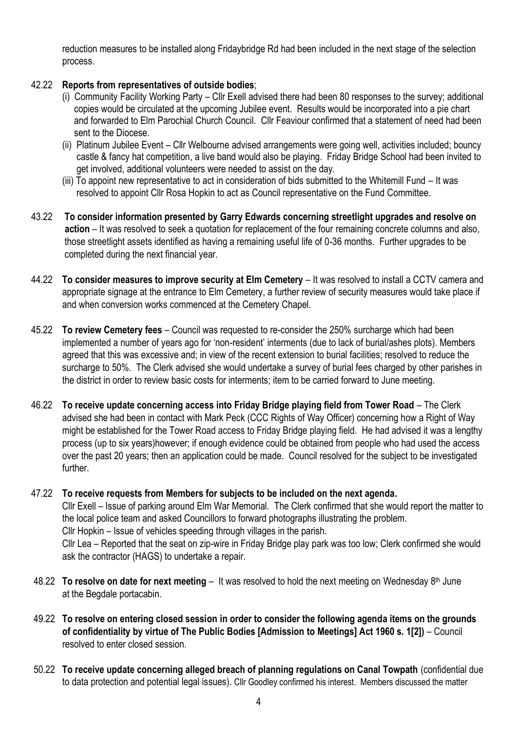reduction measures to be installed along Fridaybridge Rd had been included in the next stage of the selection process.

42.22 **Reports from representatives of outside bodies**;

(i) Community Facility Working Party – Cllr Exell advised there had been 80 responses to the survey; additional copies would be circulated at the upcoming Jubilee event. Results would be incorporated into a pie chart and forwarded to Elm Parochial Church Council. Cllr Feaviour confirmed that a statement of need had been sent to the Diocese.

(ii) Platinum Jubilee Event – Cllr Welbourne advised arrangements were going well, activities included; bouncy castle & fancy hat competition, a live band would also be playing. Friday Bridge School had been invited to get involved, additional volunteers were needed to assist on the day.

(iii) To appoint new representative to act in consideration of bids submitted to the Whitemill Fund – It was resolved to appoint Cllr Rosa Hopkin to act as Council representative on the Fund Committee.

43.22 **To consider information presented by Garry Edwards concerning streetlight upgrades and resolve on action** – It was resolved to seek a quotation for replacement of the four remaining concrete columns and also, those streetlight assets identified as having a remaining useful life of 0-36 months. Further upgrades to be completed during the next financial year.

44.22 **To consider measures to improve security at Elm Cemetery** – It was resolved to install a CCTV camera and appropriate signage at the entrance to Elm Cemetery, a further review of security measures would take place if and when conversion works commenced at the Cemetery Chapel.

45.22 **To review Cemetery fees** – Council was requested to re-consider the 250% surcharge which had been implemented a number of years ago for 'non-resident' interments (due to lack of burial/ashes plots). Members agreed that this was excessive and; in view of the recent extension to burial facilities; resolved to reduce the surcharge to 50%. The Clerk advised she would undertake a survey of burial fees charged by other parishes in the district in order to review basic costs for interments; item to be carried forward to June meeting.

46.22 **To receive update concerning access into Friday Bridge playing field from Tower Road** – The Clerk advised she had been in contact with Mark Peck (CCC Rights of Way Officer) concerning how a Right of Way might be established for the Tower Road access to Friday Bridge playing field. He had advised it was a lengthy process (up to six years)however; if enough evidence could be obtained from people who had used the access over the past 20 years; then an application could be made. Council resolved for the subject to be investigated further.

47.22 **To receive requests from Members for subjects to be included on the next agenda.**

Cllr Exell – Issue of parking around Elm War Memorial. The Clerk confirmed that she would report the matter to the local police team and asked Councillors to forward photographs illustrating the problem.

Cllr Hopkin – Issue of vehicles speeding through villages in the parish.

Cllr Lea – Reported that the seat on zip-wire in Friday Bridge play park was too low; Clerk confirmed she would ask the contractor (HAGS) to undertake a repair.

48.22 **To resolve on date for next meeting** – It was resolved to hold the next meeting on Wednesday 8th June at the Begdale portacabin.

49.22 **To resolve on entering closed session in order to consider the following agenda items on the grounds of confidentiality by virtue of The Public Bodies [Admission to Meetings] Act 1960 s. 1[2])** – Council resolved to enter closed session.

50.22 **To receive update concerning alleged breach of planning regulations on Canal Towpath** (confidential due to data protection and potential legal issues). Cllr Goodley confirmed his interest. Members discussed the matter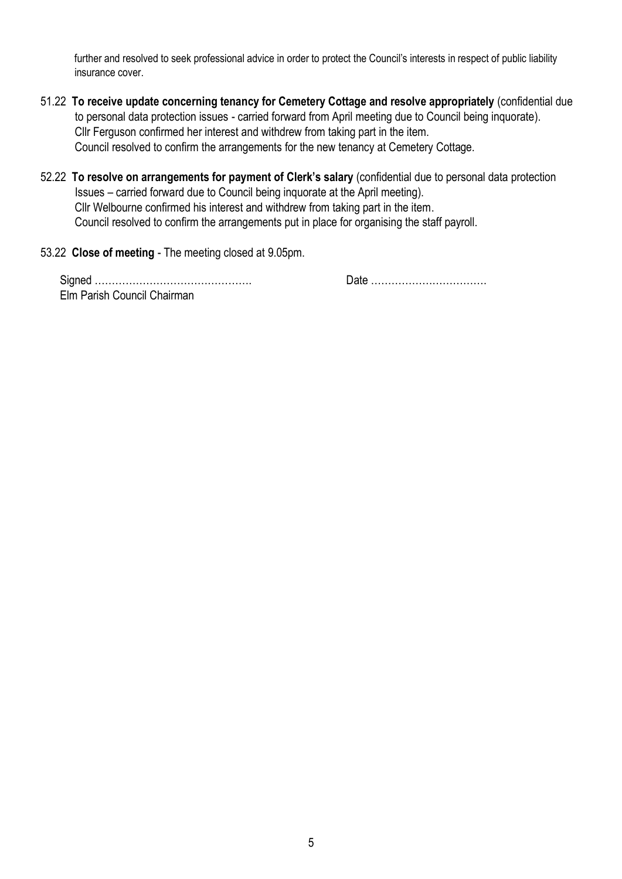further and resolved to seek professional advice in order to protect the Council's interests in respect of public liability insurance cover.

51.22 **To receive update concerning tenancy for Cemetery Cottage and resolve appropriately** (confidential due to personal data protection issues - carried forward from April meeting due to Council being inquorate).
Cllr Ferguson confirmed her interest and withdrew from taking part in the item.
Council resolved to confirm the arrangements for the new tenancy at Cemetery Cottage.

52.22 **To resolve on arrangements for payment of Clerk's salary** (confidential due to personal data protection Issues – carried forward due to Council being inquorate at the April meeting).
Cllr Welbourne confirmed his interest and withdrew from taking part in the item.
Council resolved to confirm the arrangements put in place for organising the staff payroll.

53.22 **Close of meeting** - The meeting closed at 9.05pm.

Signed ……………………………………. Date ……………………………
Elm Parish Council Chairman